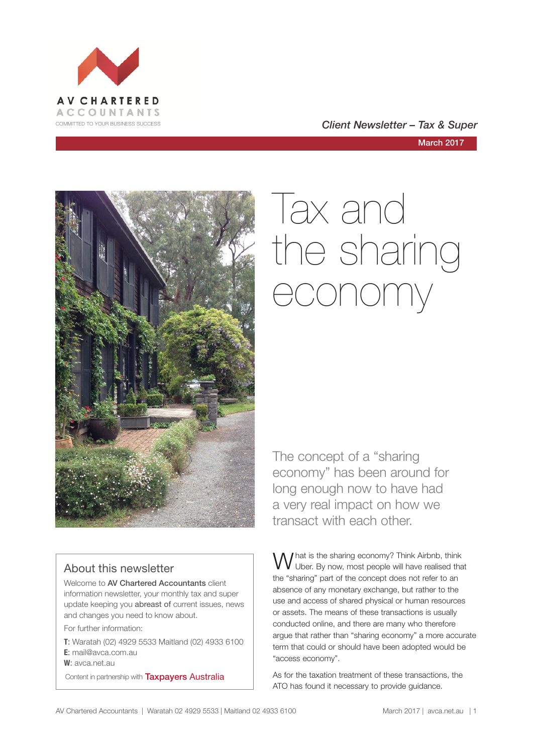AV CHARTERED ACCOUNTANTS
COMMITTED TO YOUR BUSINESS SUCCESS

*Client Newsletter – Tax & Super*

March 2017

# Tax and the sharing economy

The concept of a "sharing economy" has been around for long enough now to have had a very real impact on how we transact with each other.

What is the sharing economy? Think Airbnb, think Uber. By now, most people will have realised that the "sharing" part of the concept does not refer to an absence of any monetary exchange, but rather to the use and access of shared physical or human resources or assets. The means of these transactions is usually conducted online, and there are many who therefore argue that rather than "sharing economy" a more accurate term that could or should have been adopted would be "access economy".

As for the taxation treatment of these transactions, the ATO has found it necessary to provide guidance.

## About this newsletter

Welcome to **AV Chartered Accountants** client information newsletter, your monthly tax and super update keeping you **abreast of** current issues, news and changes you need to know about.

For further information:

**T**: Waratah (02) 4929 5533 Maitland (02) 4933 6100
**E**: mail@avca.com.au
**W**: avca.net.au

Content in partnership with Taxpayers Australia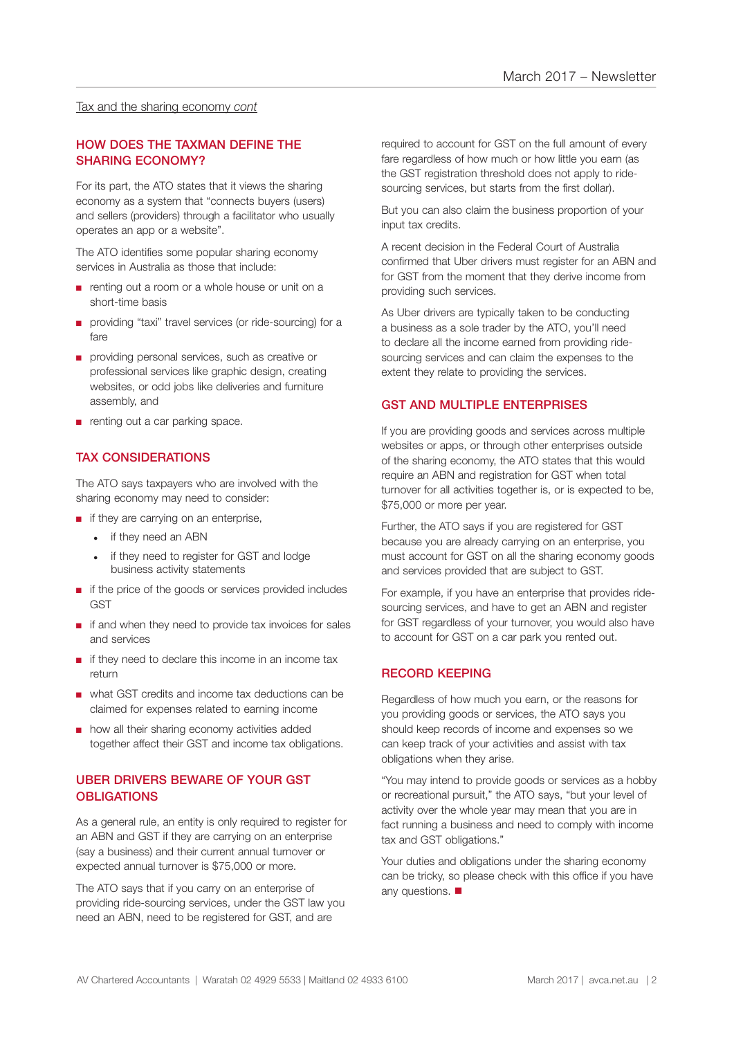Tax and the sharing economy *cont*

## HOW DOES THE TAXMAN DEFINE THE SHARING ECONOMY?

For its part, the ATO states that it views the sharing economy as a system that "connects buyers (users) and sellers (providers) through a facilitator who usually operates an app or a website".

The ATO identifies some popular sharing economy services in Australia as those that include:

- renting out a room or a whole house or unit on a short-time basis
- providing "taxi" travel services (or ride-sourcing) for a fare
- providing personal services, such as creative or professional services like graphic design, creating websites, or odd jobs like deliveries and furniture assembly, and
- renting out a car parking space.

## TAX CONSIDERATIONS

The ATO says taxpayers who are involved with the sharing economy may need to consider:

- if they are carrying on an enterprise,
  - if they need an ABN
  - if they need to register for GST and lodge business activity statements
- if the price of the goods or services provided includes GST
- if and when they need to provide tax invoices for sales and services
- if they need to declare this income in an income tax return
- what GST credits and income tax deductions can be claimed for expenses related to earning income
- how all their sharing economy activities added together affect their GST and income tax obligations.

## UBER DRIVERS BEWARE OF YOUR GST OBLIGATIONS

As a general rule, an entity is only required to register for an ABN and GST if they are carrying on an enterprise (say a business) and their current annual turnover or expected annual turnover is $75,000 or more.

The ATO says that if you carry on an enterprise of providing ride-sourcing services, under the GST law you need an ABN, need to be registered for GST, and are required to account for GST on the full amount of every fare regardless of how much or how little you earn (as the GST registration threshold does not apply to ride-sourcing services, but starts from the first dollar).

But you can also claim the business proportion of your input tax credits.

A recent decision in the Federal Court of Australia confirmed that Uber drivers must register for an ABN and for GST from the moment that they derive income from providing such services.

As Uber drivers are typically taken to be conducting a business as a sole trader by the ATO, you'll need to declare all the income earned from providing ride-sourcing services and can claim the expenses to the extent they relate to providing the services.

## GST AND MULTIPLE ENTERPRISES

If you are providing goods and services across multiple websites or apps, or through other enterprises outside of the sharing economy, the ATO states that this would require an ABN and registration for GST when total turnover for all activities together is, or is expected to be, $75,000 or more per year.

Further, the ATO says if you are registered for GST because you are already carrying on an enterprise, you must account for GST on all the sharing economy goods and services provided that are subject to GST.

For example, if you have an enterprise that provides ride-sourcing services, and have to get an ABN and register for GST regardless of your turnover, you would also have to account for GST on a car park you rented out.

## RECORD KEEPING

Regardless of how much you earn, or the reasons for you providing goods or services, the ATO says you should keep records of income and expenses so we can keep track of your activities and assist with tax obligations when they arise.

"You may intend to provide goods or services as a hobby or recreational pursuit," the ATO says, "but your level of activity over the whole year may mean that you are in fact running a business and need to comply with income tax and GST obligations."

Your duties and obligations under the sharing economy can be tricky, so please check with this office if you have any questions. ■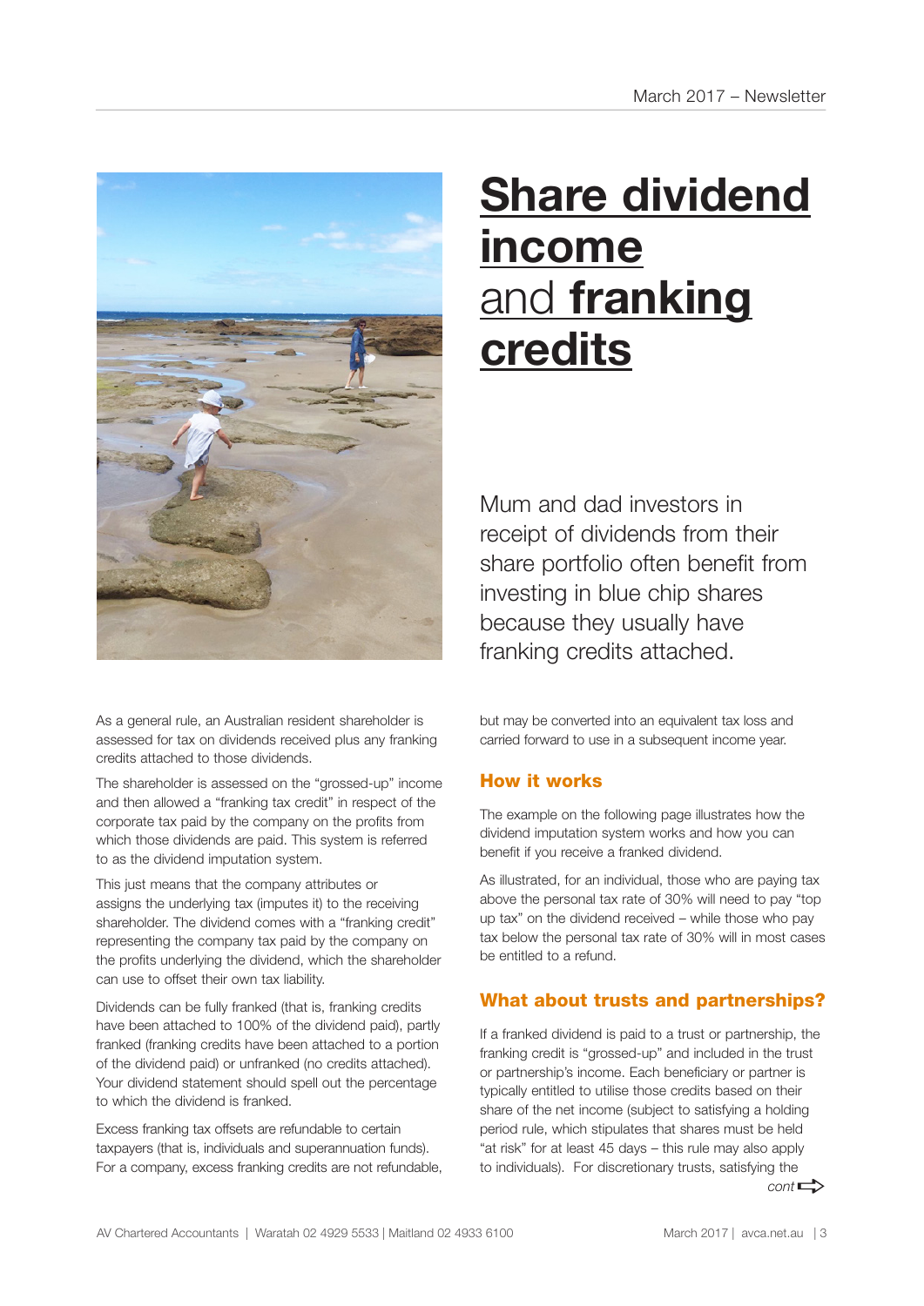# Share dividend income and franking credits

Mum and dad investors in receipt of dividends from their share portfolio often benefit from investing in blue chip shares because they usually have franking credits attached.

As a general rule, an Australian resident shareholder is assessed for tax on dividends received plus any franking credits attached to those dividends.

The shareholder is assessed on the "grossed-up" income and then allowed a "franking tax credit" in respect of the corporate tax paid by the company on the profits from which those dividends are paid. This system is referred to as the dividend imputation system.

This just means that the company attributes or assigns the underlying tax (imputes it) to the receiving shareholder. The dividend comes with a "franking credit" representing the company tax paid by the company on the profits underlying the dividend, which the shareholder can use to offset their own tax liability.

Dividends can be fully franked (that is, franking credits have been attached to 100% of the dividend paid), partly franked (franking credits have been attached to a portion of the dividend paid) or unfranked (no credits attached). Your dividend statement should spell out the percentage to which the dividend is franked.

Excess franking tax offsets are refundable to certain taxpayers (that is, individuals and superannuation funds). For a company, excess franking credits are not refundable, but may be converted into an equivalent tax loss and carried forward to use in a subsequent income year.

## How it works

The example on the following page illustrates how the dividend imputation system works and how you can benefit if you receive a franked dividend.

As illustrated, for an individual, those who are paying tax above the personal tax rate of 30% will need to pay "top up tax" on the dividend received – while those who pay tax below the personal tax rate of 30% will in most cases be entitled to a refund.

## What about trusts and partnerships?

If a franked dividend is paid to a trust or partnership, the franking credit is "grossed-up" and included in the trust or partnership's income. Each beneficiary or partner is typically entitled to utilise those credits based on their share of the net income (subject to satisfying a holding period rule, which stipulates that shares must be held "at risk" for at least 45 days – this rule may also apply to individuals). For discretionary trusts, satisfying the

*cont* ⇨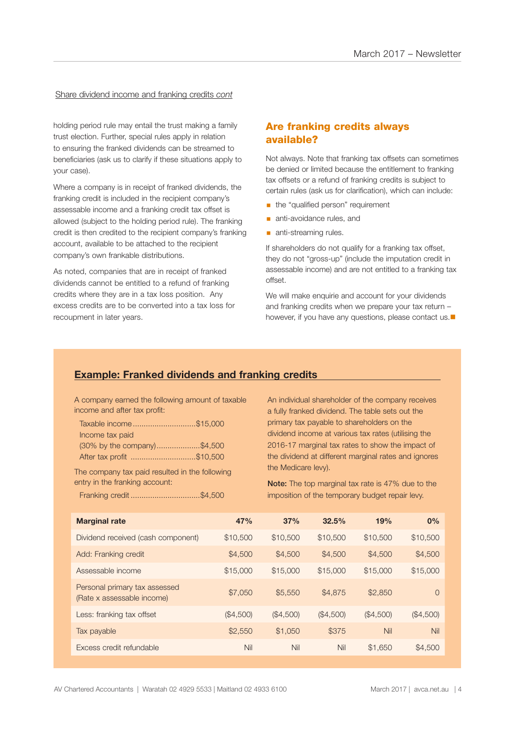Share dividend income and franking credits *cont*

holding period rule may entail the trust making a family trust election. Further, special rules apply in relation to ensuring the franked dividends can be streamed to beneficiaries (ask us to clarify if these situations apply to your case).

Where a company is in receipt of franked dividends, the franking credit is included in the recipient company's assessable income and a franking credit tax offset is allowed (subject to the holding period rule). The franking credit is then credited to the recipient company's franking account, available to be attached to the recipient company's own frankable distributions.

As noted, companies that are in receipt of franked dividends cannot be entitled to a refund of franking credits where they are in a tax loss position. Any excess credits are to be converted into a tax loss for recoupment in later years.

## Are franking credits always available?

Not always. Note that franking tax offsets can sometimes be denied or limited because the entitlement to franking tax offsets or a refund of franking credits is subject to certain rules (ask us for clarification), which can include:

- the "qualified person" requirement
- anti-avoidance rules, and
- anti-streaming rules.

If shareholders do not qualify for a franking tax offset, they do not "gross-up" (include the imputation credit in assessable income) and are not entitled to a franking tax offset.

We will make enquirie and account for your dividends and franking credits when we prepare your tax return – however, if you have any questions, please contact us.

## Example: Franked dividends and franking credits

A company earned the following amount of taxable income and after tax profit:

Taxable income ............................$15,000
Income tax paid
(30% by the company)....................$4,500
After tax profit .............................$10,500

The company tax paid resulted in the following entry in the franking account:

Franking credit ................................$4,500

An individual shareholder of the company receives a fully franked dividend. The table sets out the primary tax payable to shareholders on the dividend income at various tax rates (utilising the 2016-17 marginal tax rates to show the impact of the dividend at different marginal rates and ignores the Medicare levy).

**Note:** The top marginal tax rate is 47% due to the imposition of the temporary budget repair levy.

| Marginal rate | 47% | 37% | 32.5% | 19% | 0% |
|---|---|---|---|---|---|
| Dividend received (cash component) | $10,500 | $10,500 | $10,500 | $10,500 | $10,500 |
| Add: Franking credit | $4,500 | $4,500 | $4,500 | $4,500 | $4,500 |
| Assessable income | $15,000 | $15,000 | $15,000 | $15,000 | $15,000 |
| Personal primary tax assessed (Rate x assessable income) | $7,050 | $5,550 | $4,875 | $2,850 | 0 |
| Less: franking tax offset | ($4,500) | ($4,500) | ($4,500) | ($4,500) | ($4,500) |
| Tax payable | $2,550 | $1,050 | $375 | Nil | Nil |
| Excess credit refundable | Nil | Nil | Nil | $1,650 | $4,500 |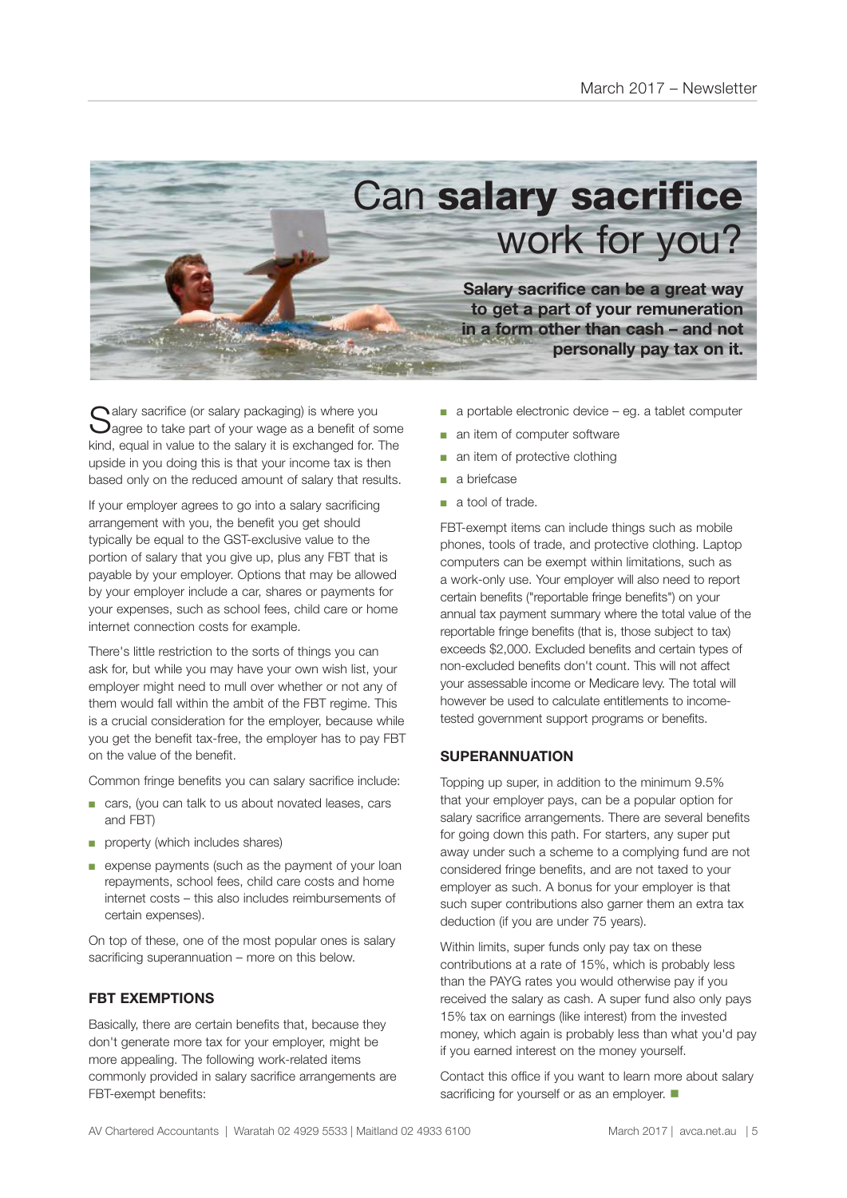# Can **salary sacrifice** work for you?

**Salary sacrifice can be a great way to get a part of your remuneration in a form other than cash – and not personally pay tax on it.**

Salary sacrifice (or salary packaging) is where you agree to take part of your wage as a benefit of some kind, equal in value to the salary it is exchanged for. The upside in you doing this is that your income tax is then based only on the reduced amount of salary that results.

If your employer agrees to go into a salary sacrificing arrangement with you, the benefit you get should typically be equal to the GST-exclusive value to the portion of salary that you give up, plus any FBT that is payable by your employer. Options that may be allowed by your employer include a car, shares or payments for your expenses, such as school fees, child care or home internet connection costs for example.

There's little restriction to the sorts of things you can ask for, but while you may have your own wish list, your employer might need to mull over whether or not any of them would fall within the ambit of the FBT regime. This is a crucial consideration for the employer, because while you get the benefit tax-free, the employer has to pay FBT on the value of the benefit.

Common fringe benefits you can salary sacrifice include:

- cars, (you can talk to us about novated leases, cars and FBT)
- property (which includes shares)
- expense payments (such as the payment of your loan repayments, school fees, child care costs and home internet costs – this also includes reimbursements of certain expenses).

On top of these, one of the most popular ones is salary sacrificing superannuation – more on this below.

## FBT EXEMPTIONS

Basically, there are certain benefits that, because they don't generate more tax for your employer, might be more appealing. The following work-related items commonly provided in salary sacrifice arrangements are FBT-exempt benefits:

- a portable electronic device – eg. a tablet computer
- an item of computer software
- an item of protective clothing
- a briefcase
- a tool of trade.

FBT-exempt items can include things such as mobile phones, tools of trade, and protective clothing. Laptop computers can be exempt within limitations, such as a work-only use. Your employer will also need to report certain benefits ("reportable fringe benefits") on your annual tax payment summary where the total value of the reportable fringe benefits (that is, those subject to tax) exceeds $2,000. Excluded benefits and certain types of non-excluded benefits don't count. This will not affect your assessable income or Medicare levy. The total will however be used to calculate entitlements to income-tested government support programs or benefits.

## SUPERANNUATION

Topping up super, in addition to the minimum 9.5% that your employer pays, can be a popular option for salary sacrifice arrangements. There are several benefits for going down this path. For starters, any super put away under such a scheme to a complying fund are not considered fringe benefits, and are not taxed to your employer as such. A bonus for your employer is that such super contributions also garner them an extra tax deduction (if you are under 75 years).

Within limits, super funds only pay tax on these contributions at a rate of 15%, which is probably less than the PAYG rates you would otherwise pay if you received the salary as cash. A super fund also only pays 15% tax on earnings (like interest) from the invested money, which again is probably less than what you'd pay if you earned interest on the money yourself.

Contact this office if you want to learn more about salary sacrificing for yourself or as an employer. ■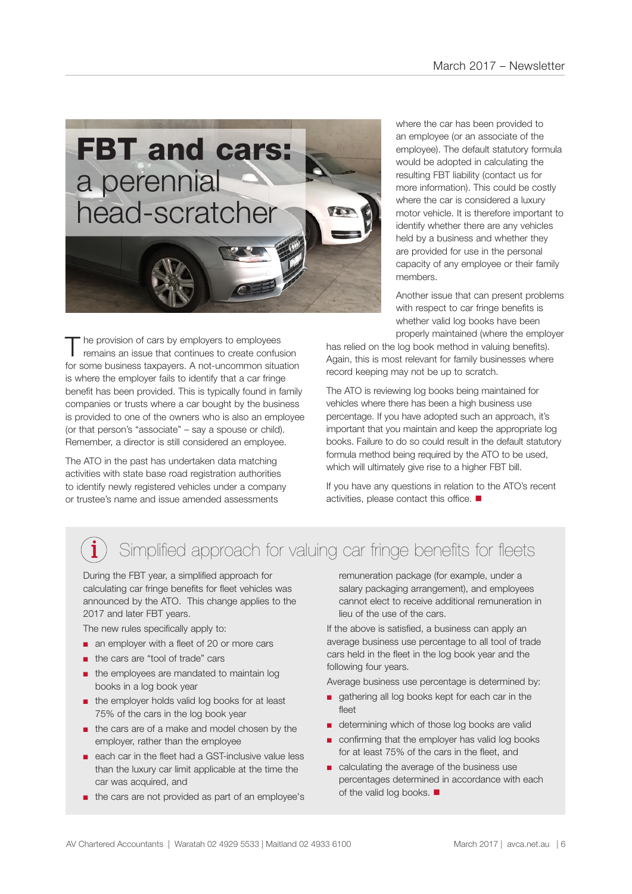# FBT and cars: a perennial head-scratcher

The provision of cars by employers to employees remains an issue that continues to create confusion for some business taxpayers. A not-uncommon situation is where the employer fails to identify that a car fringe benefit has been provided. This is typically found in family companies or trusts where a car bought by the business is provided to one of the owners who is also an employee (or that person's "associate" – say a spouse or child). Remember, a director is still considered an employee.

The ATO in the past has undertaken data matching activities with state base road registration authorities to identify newly registered vehicles under a company or trustee's name and issue amended assessments where the car has been provided to an employee (or an associate of the employee). The default statutory formula would be adopted in calculating the resulting FBT liability (contact us for more information). This could be costly where the car is considered a luxury motor vehicle. It is therefore important to identify whether there are any vehicles held by a business and whether they are provided for use in the personal capacity of any employee or their family members.

Another issue that can present problems with respect to car fringe benefits is whether valid log books have been properly maintained (where the employer has relied on the log book method in valuing benefits). Again, this is most relevant for family businesses where record keeping may not be up to scratch.

The ATO is reviewing log books being maintained for vehicles where there has been a high business use percentage. If you have adopted such an approach, it's important that you maintain and keep the appropriate log books. Failure to do so could result in the default statutory formula method being required by the ATO to be used, which will ultimately give rise to a higher FBT bill.

If you have any questions in relation to the ATO's recent activities, please contact this office. ■

## Simplified approach for valuing car fringe benefits for fleets

During the FBT year, a simplified approach for calculating car fringe benefits for fleet vehicles was announced by the ATO. This change applies to the 2017 and later FBT years.

The new rules specifically apply to:

- an employer with a fleet of 20 or more cars
- the cars are "tool of trade" cars
- the employees are mandated to maintain log books in a log book year
- the employer holds valid log books for at least 75% of the cars in the log book year
- the cars are of a make and model chosen by the employer, rather than the employee
- each car in the fleet had a GST-inclusive value less than the luxury car limit applicable at the time the car was acquired, and
- the cars are not provided as part of an employee's remuneration package (for example, under a salary packaging arrangement), and employees cannot elect to receive additional remuneration in lieu of the use of the cars.

If the above is satisfied, a business can apply an average business use percentage to all tool of trade cars held in the fleet in the log book year and the following four years.

Average business use percentage is determined by:

- gathering all log books kept for each car in the fleet
- determining which of those log books are valid
- confirming that the employer has valid log books for at least 75% of the cars in the fleet, and
- calculating the average of the business use percentages determined in accordance with each of the valid log books. ■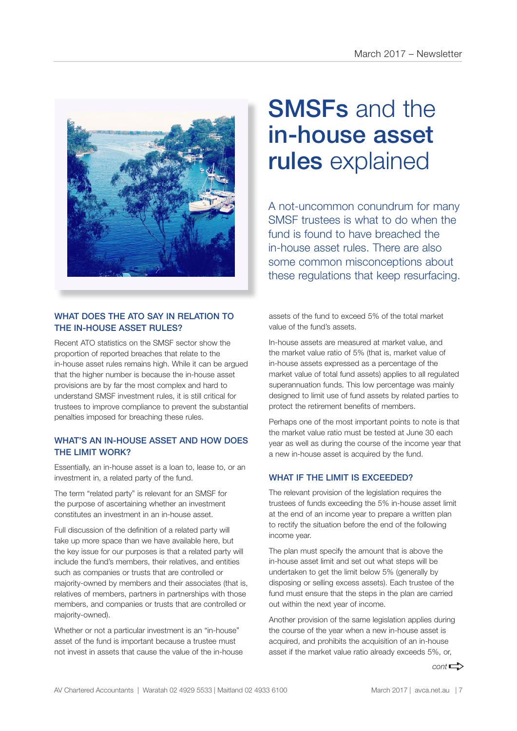# SMSFs and the in-house asset rules explained

A not-uncommon conundrum for many SMSF trustees is what to do when the fund is found to have breached the in-house asset rules. There are also some common misconceptions about these regulations that keep resurfacing.

### WHAT DOES THE ATO SAY IN RELATION TO THE IN-HOUSE ASSET RULES?

Recent ATO statistics on the SMSF sector show the proportion of reported breaches that relate to the in-house asset rules remains high. While it can be argued that the higher number is because the in-house asset provisions are by far the most complex and hard to understand SMSF investment rules, it is still critical for trustees to improve compliance to prevent the substantial penalties imposed for breaching these rules.

### WHAT'S AN IN-HOUSE ASSET AND HOW DOES THE LIMIT WORK?

Essentially, an in-house asset is a loan to, lease to, or an investment in, a related party of the fund.

The term "related party" is relevant for an SMSF for the purpose of ascertaining whether an investment constitutes an investment in an in-house asset.

Full discussion of the definition of a related party will take up more space than we have available here, but the key issue for our purposes is that a related party will include the fund's members, their relatives, and entities such as companies or trusts that are controlled or majority-owned by members and their associates (that is, relatives of members, partners in partnerships with those members, and companies or trusts that are controlled or majority-owned).

Whether or not a particular investment is an "in-house" asset of the fund is important because a trustee must not invest in assets that cause the value of the in-house assets of the fund to exceed 5% of the total market value of the fund's assets.

In-house assets are measured at market value, and the market value ratio of 5% (that is, market value of in-house assets expressed as a percentage of the market value of total fund assets) applies to all regulated superannuation funds. This low percentage was mainly designed to limit use of fund assets by related parties to protect the retirement benefits of members.

Perhaps one of the most important points to note is that the market value ratio must be tested at June 30 each year as well as during the course of the income year that a new in-house asset is acquired by the fund.

### WHAT IF THE LIMIT IS EXCEEDED?

The relevant provision of the legislation requires the trustees of funds exceeding the 5% in-house asset limit at the end of an income year to prepare a written plan to rectify the situation before the end of the following income year.

The plan must specify the amount that is above the in-house asset limit and set out what steps will be undertaken to get the limit below 5% (generally by disposing or selling excess assets). Each trustee of the fund must ensure that the steps in the plan are carried out within the next year of income.

Another provision of the same legislation applies during the course of the year when a new in-house asset is acquired, and prohibits the acquisition of an in-house asset if the market value ratio already exceeds 5%, or,

*cont*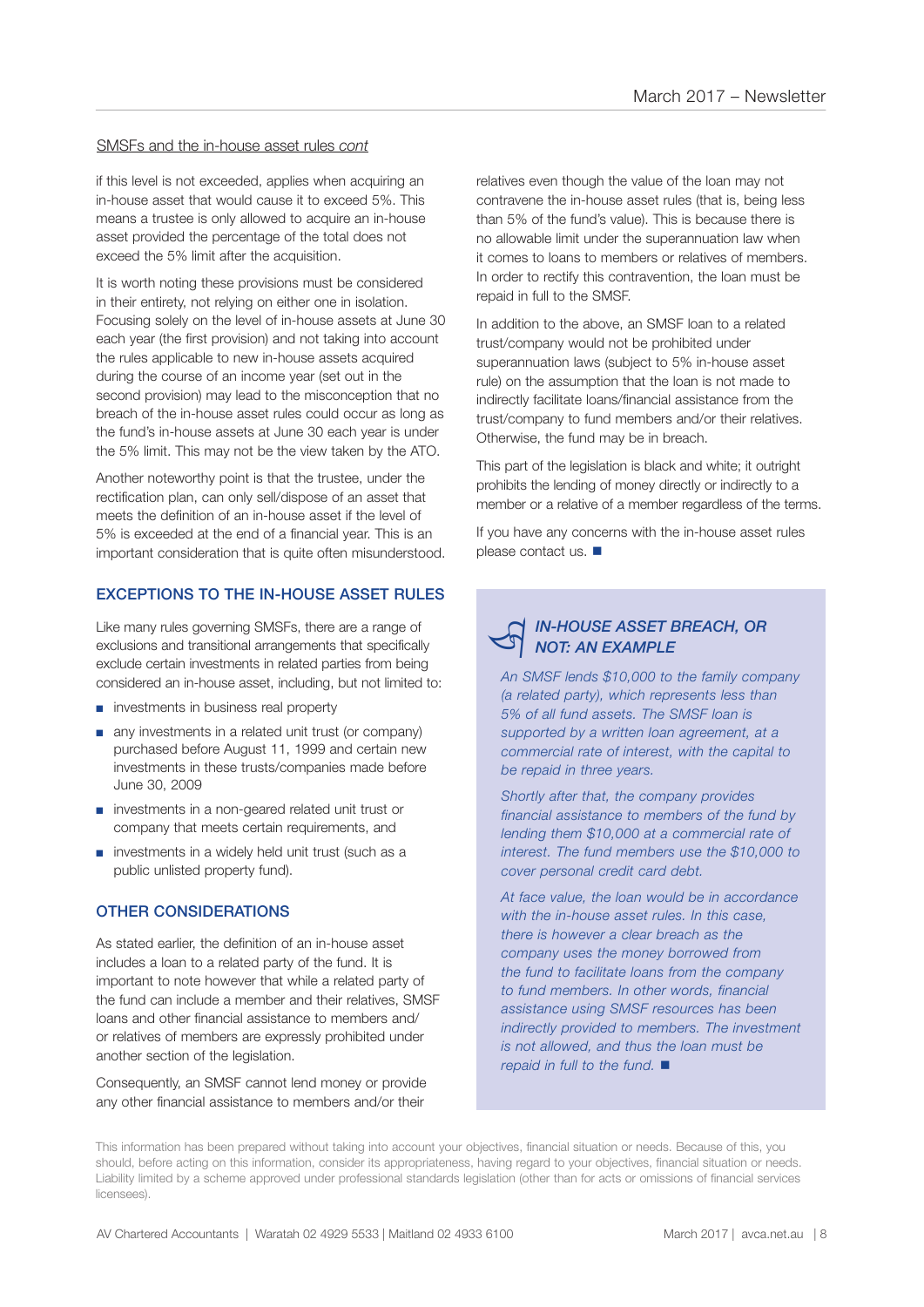SMSFs and the in-house asset rules *cont*

if this level is not exceeded, applies when acquiring an in-house asset that would cause it to exceed 5%. This means a trustee is only allowed to acquire an in-house asset provided the percentage of the total does not exceed the 5% limit after the acquisition.

It is worth noting these provisions must be considered in their entirety, not relying on either one in isolation. Focusing solely on the level of in-house assets at June 30 each year (the first provision) and not taking into account the rules applicable to new in-house assets acquired during the course of an income year (set out in the second provision) may lead to the misconception that no breach of the in-house asset rules could occur as long as the fund's in-house assets at June 30 each year is under the 5% limit. This may not be the view taken by the ATO.

Another noteworthy point is that the trustee, under the rectification plan, can only sell/dispose of an asset that meets the definition of an in-house asset if the level of 5% is exceeded at the end of a financial year. This is an important consideration that is quite often misunderstood.

## EXCEPTIONS TO THE IN-HOUSE ASSET RULES

Like many rules governing SMSFs, there are a range of exclusions and transitional arrangements that specifically exclude certain investments in related parties from being considered an in-house asset, including, but not limited to:

- investments in business real property
- any investments in a related unit trust (or company) purchased before August 11, 1999 and certain new investments in these trusts/companies made before June 30, 2009
- investments in a non-geared related unit trust or company that meets certain requirements, and
- investments in a widely held unit trust (such as a public unlisted property fund).

## OTHER CONSIDERATIONS

As stated earlier, the definition of an in-house asset includes a loan to a related party of the fund. It is important to note however that while a related party of the fund can include a member and their relatives, SMSF loans and other financial assistance to members and/or relatives of members are expressly prohibited under another section of the legislation.

Consequently, an SMSF cannot lend money or provide any other financial assistance to members and/or their relatives even though the value of the loan may not contravene the in-house asset rules (that is, being less than 5% of the fund's value). This is because there is no allowable limit under the superannuation law when it comes to loans to members or relatives of members. In order to rectify this contravention, the loan must be repaid in full to the SMSF.

In addition to the above, an SMSF loan to a related trust/company would not be prohibited under superannuation laws (subject to 5% in-house asset rule) on the assumption that the loan is not made to indirectly facilitate loans/financial assistance from the trust/company to fund members and/or their relatives. Otherwise, the fund may be in breach.

This part of the legislation is black and white; it outright prohibits the lending of money directly or indirectly to a member or a relative of a member regardless of the terms.

If you have any concerns with the in-house asset rules please contact us. ■

### *IN-HOUSE ASSET BREACH, OR NOT: AN EXAMPLE*

*An SMSF lends $10,000 to the family company (a related party), which represents less than 5% of all fund assets. The SMSF loan is supported by a written loan agreement, at a commercial rate of interest, with the capital to be repaid in three years.*

*Shortly after that, the company provides financial assistance to members of the fund by lending them $10,000 at a commercial rate of interest. The fund members use the $10,000 to cover personal credit card debt.*

*At face value, the loan would be in accordance with the in-house asset rules. In this case, there is however a clear breach as the company uses the money borrowed from the fund to facilitate loans from the company to fund members. In other words, financial assistance using SMSF resources has been indirectly provided to members. The investment is not allowed, and thus the loan must be repaid in full to the fund.* ■

This information has been prepared without taking into account your objectives, financial situation or needs. Because of this, you should, before acting on this information, consider its appropriateness, having regard to your objectives, financial situation or needs. Liability limited by a scheme approved under professional standards legislation (other than for acts or omissions of financial services licensees).